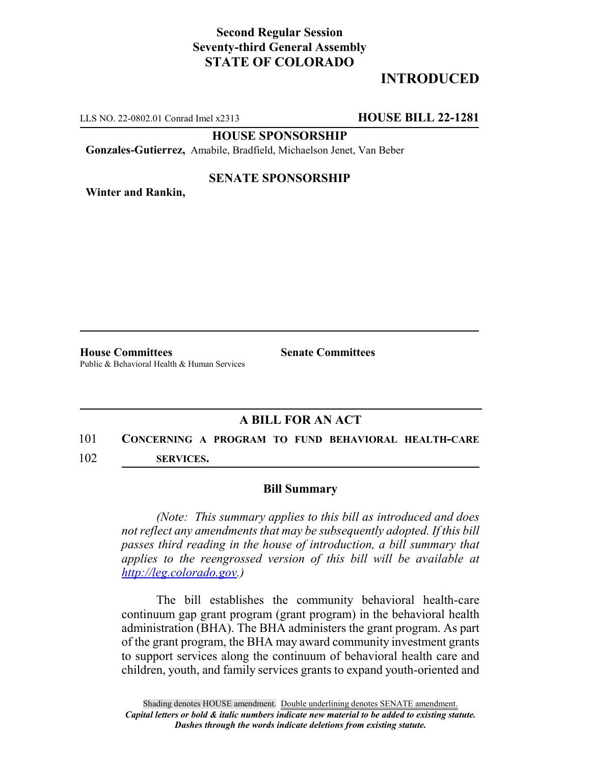**Second Regular Session**
**Seventy-third General Assembly**
**STATE OF COLORADO**

## INTRODUCED

LLS NO. 22-0802.01 Conrad Imel x2313 **HOUSE BILL 22-1281**

**HOUSE SPONSORSHIP**

**Gonzales-Gutierrez,** Amabile, Bradfield, Michaelson Jenet, Van Beber

**SENATE SPONSORSHIP**

**Winter and Rankin,**

**House Committees**
Public & Behavioral Health & Human Services

**Senate Committees**

### A BILL FOR AN ACT

101 **CONCERNING A PROGRAM TO FUND BEHAVIORAL HEALTH-CARE**
102 **SERVICES.**

### Bill Summary

*(Note: This summary applies to this bill as introduced and does not reflect any amendments that may be subsequently adopted. If this bill passes third reading in the house of introduction, a bill summary that applies to the reengrossed version of this bill will be available at http://leg.colorado.gov.)*

The bill establishes the community behavioral health-care continuum gap grant program (grant program) in the behavioral health administration (BHA). The BHA administers the grant program. As part of the grant program, the BHA may award community investment grants to support services along the continuum of behavioral health care and children, youth, and family services grants to expand youth-oriented and

Shading denotes HOUSE amendment. Double underlining denotes SENATE amendment.
*Capital letters or bold & italic numbers indicate new material to be added to existing statute.*
*Dashes through the words indicate deletions from existing statute.*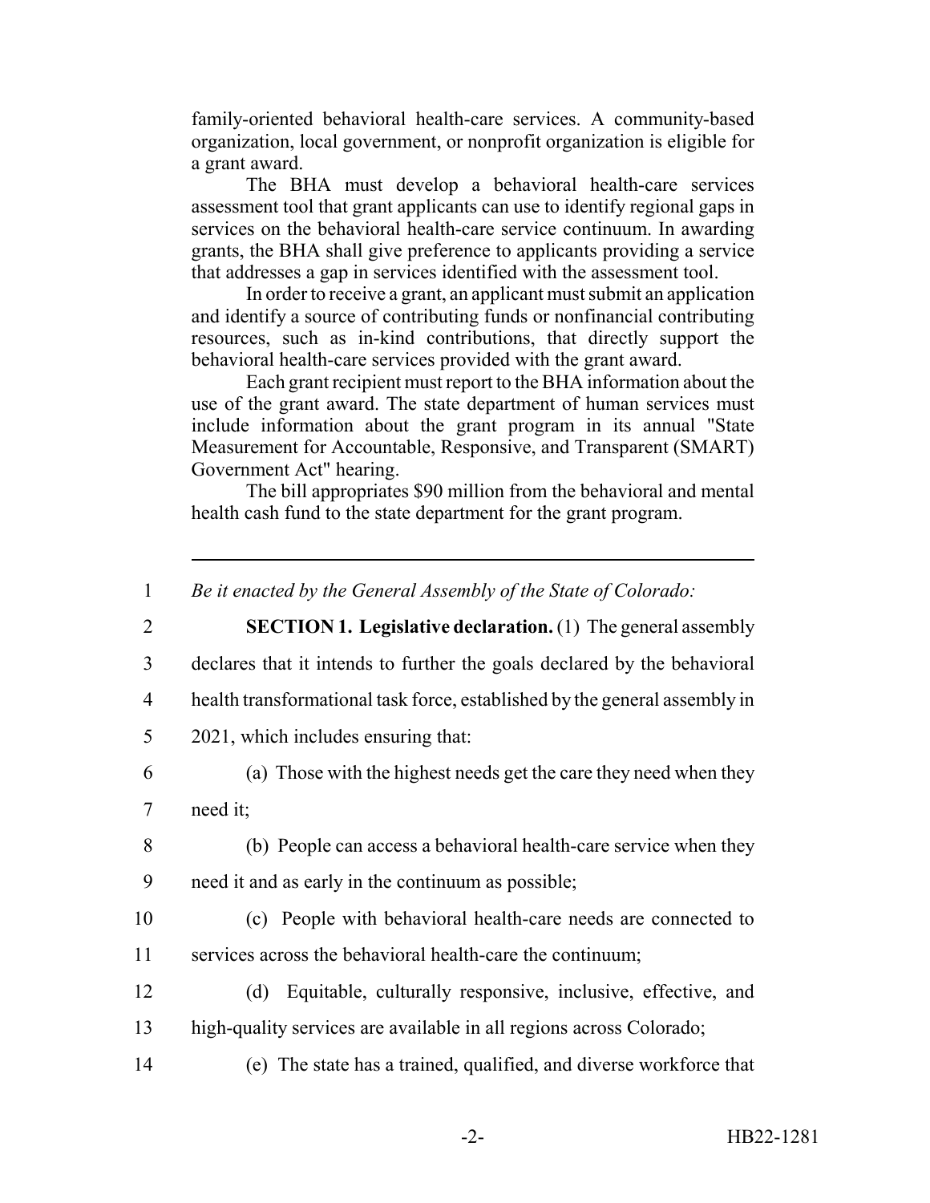family-oriented behavioral health-care services. A community-based organization, local government, or nonprofit organization is eligible for a grant award.

The BHA must develop a behavioral health-care services assessment tool that grant applicants can use to identify regional gaps in services on the behavioral health-care service continuum. In awarding grants, the BHA shall give preference to applicants providing a service that addresses a gap in services identified with the assessment tool.

In order to receive a grant, an applicant must submit an application and identify a source of contributing funds or nonfinancial contributing resources, such as in-kind contributions, that directly support the behavioral health-care services provided with the grant award.

Each grant recipient must report to the BHA information about the use of the grant award. The state department of human services must include information about the grant program in its annual "State Measurement for Accountable, Responsive, and Transparent (SMART) Government Act" hearing.

The bill appropriates $90 million from the behavioral and mental health cash fund to the state department for the grant program.

---

1 *Be it enacted by the General Assembly of the State of Colorado:*

2 **SECTION 1. Legislative declaration.** (1) The general assembly
3 declares that it intends to further the goals declared by the behavioral
4 health transformational task force, established by the general assembly in
5 2021, which includes ensuring that:

6 (a) Those with the highest needs get the care they need when they
7 need it;

8 (b) People can access a behavioral health-care service when they
9 need it and as early in the continuum as possible;

10 (c) People with behavioral health-care needs are connected to
11 services across the behavioral health-care the continuum;

12 (d) Equitable, culturally responsive, inclusive, effective, and
13 high-quality services are available in all regions across Colorado;

14 (e) The state has a trained, qualified, and diverse workforce that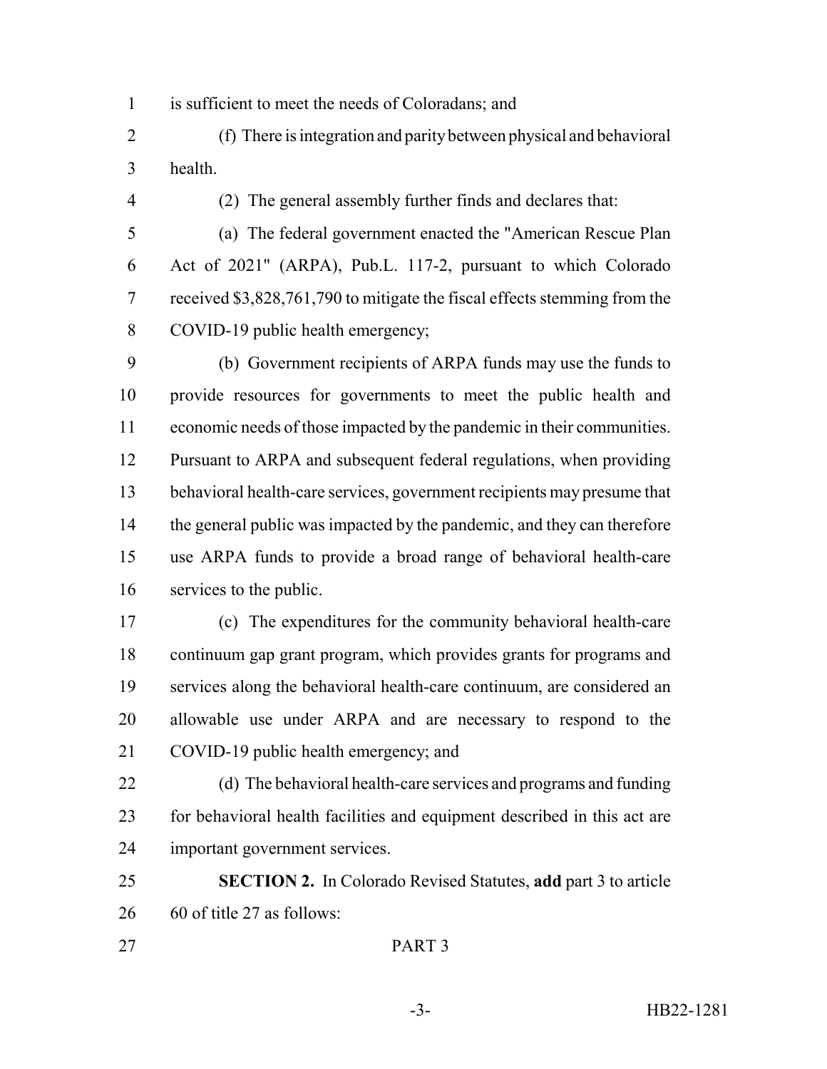is sufficient to meet the needs of Coloradans; and

(f) There is integration and parity between physical and behavioral health.

(2) The general assembly further finds and declares that:

(a) The federal government enacted the "American Rescue Plan Act of 2021" (ARPA), Pub.L. 117-2, pursuant to which Colorado received $3,828,761,790 to mitigate the fiscal effects stemming from the COVID-19 public health emergency;

(b) Government recipients of ARPA funds may use the funds to provide resources for governments to meet the public health and economic needs of those impacted by the pandemic in their communities. Pursuant to ARPA and subsequent federal regulations, when providing behavioral health-care services, government recipients may presume that the general public was impacted by the pandemic, and they can therefore use ARPA funds to provide a broad range of behavioral health-care services to the public.

(c) The expenditures for the community behavioral health-care continuum gap grant program, which provides grants for programs and services along the behavioral health-care continuum, are considered an allowable use under ARPA and are necessary to respond to the COVID-19 public health emergency; and

(d) The behavioral health-care services and programs and funding for behavioral health facilities and equipment described in this act are important government services.

**SECTION 2.** In Colorado Revised Statutes, **add** part 3 to article 60 of title 27 as follows:

PART 3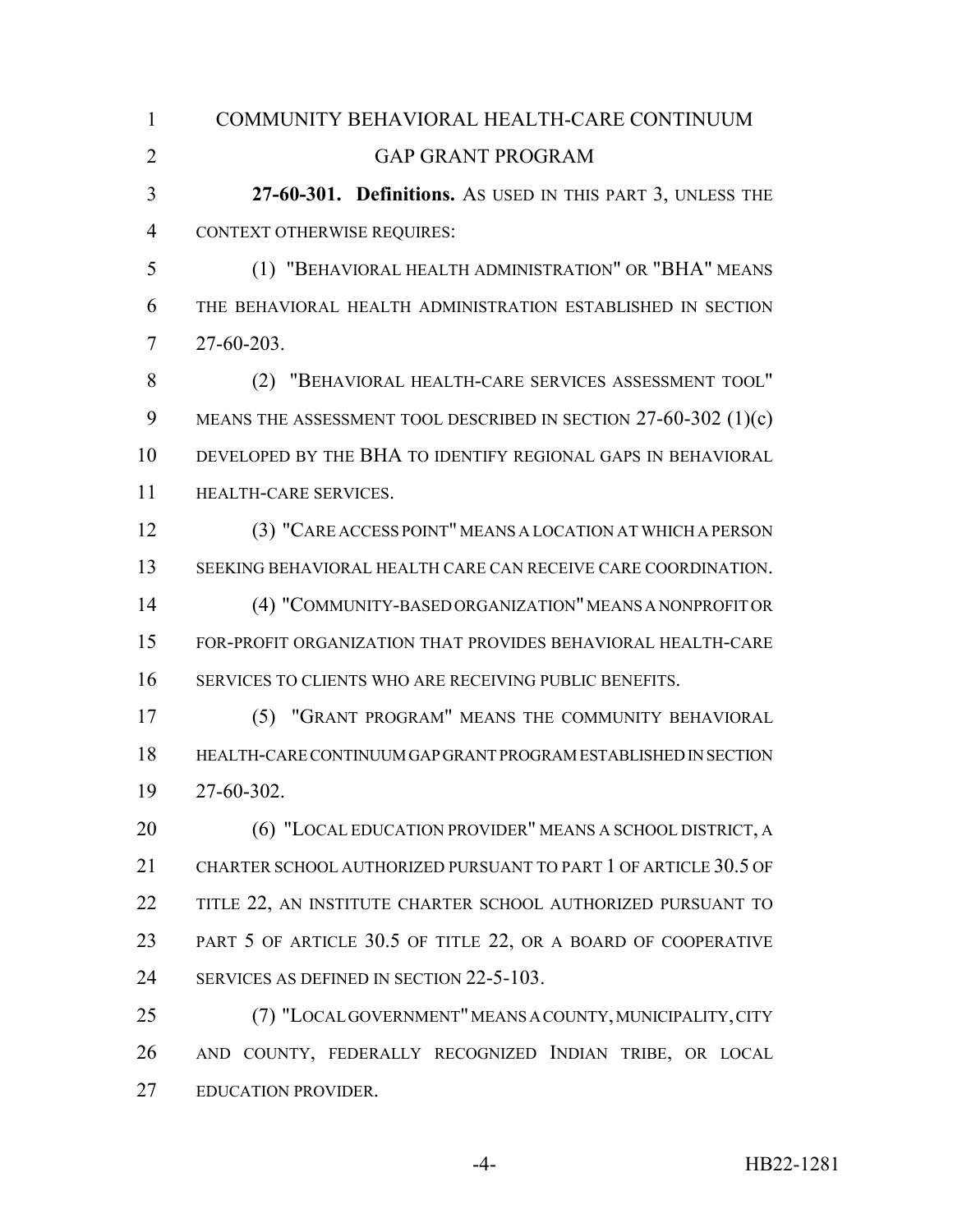COMMUNITY BEHAVIORAL HEALTH-CARE CONTINUUM GAP GRANT PROGRAM

**27-60-301. Definitions.** AS USED IN THIS PART 3, UNLESS THE CONTEXT OTHERWISE REQUIRES:

(1) "BEHAVIORAL HEALTH ADMINISTRATION" OR "BHA" MEANS THE BEHAVIORAL HEALTH ADMINISTRATION ESTABLISHED IN SECTION 27-60-203.

(2) "BEHAVIORAL HEALTH-CARE SERVICES ASSESSMENT TOOL" MEANS THE ASSESSMENT TOOL DESCRIBED IN SECTION 27-60-302 (1)(c) DEVELOPED BY THE BHA TO IDENTIFY REGIONAL GAPS IN BEHAVIORAL HEALTH-CARE SERVICES.

(3) "CARE ACCESS POINT" MEANS A LOCATION AT WHICH A PERSON SEEKING BEHAVIORAL HEALTH CARE CAN RECEIVE CARE COORDINATION.

(4) "COMMUNITY-BASED ORGANIZATION" MEANS A NONPROFIT OR FOR-PROFIT ORGANIZATION THAT PROVIDES BEHAVIORAL HEALTH-CARE SERVICES TO CLIENTS WHO ARE RECEIVING PUBLIC BENEFITS.

(5) "GRANT PROGRAM" MEANS THE COMMUNITY BEHAVIORAL HEALTH-CARE CONTINUUM GAP GRANT PROGRAM ESTABLISHED IN SECTION 27-60-302.

(6) "LOCAL EDUCATION PROVIDER" MEANS A SCHOOL DISTRICT, A CHARTER SCHOOL AUTHORIZED PURSUANT TO PART 1 OF ARTICLE 30.5 OF TITLE 22, AN INSTITUTE CHARTER SCHOOL AUTHORIZED PURSUANT TO PART 5 OF ARTICLE 30.5 OF TITLE 22, OR A BOARD OF COOPERATIVE SERVICES AS DEFINED IN SECTION 22-5-103.

(7) "LOCAL GOVERNMENT" MEANS A COUNTY, MUNICIPALITY, CITY AND COUNTY, FEDERALLY RECOGNIZED INDIAN TRIBE, OR LOCAL EDUCATION PROVIDER.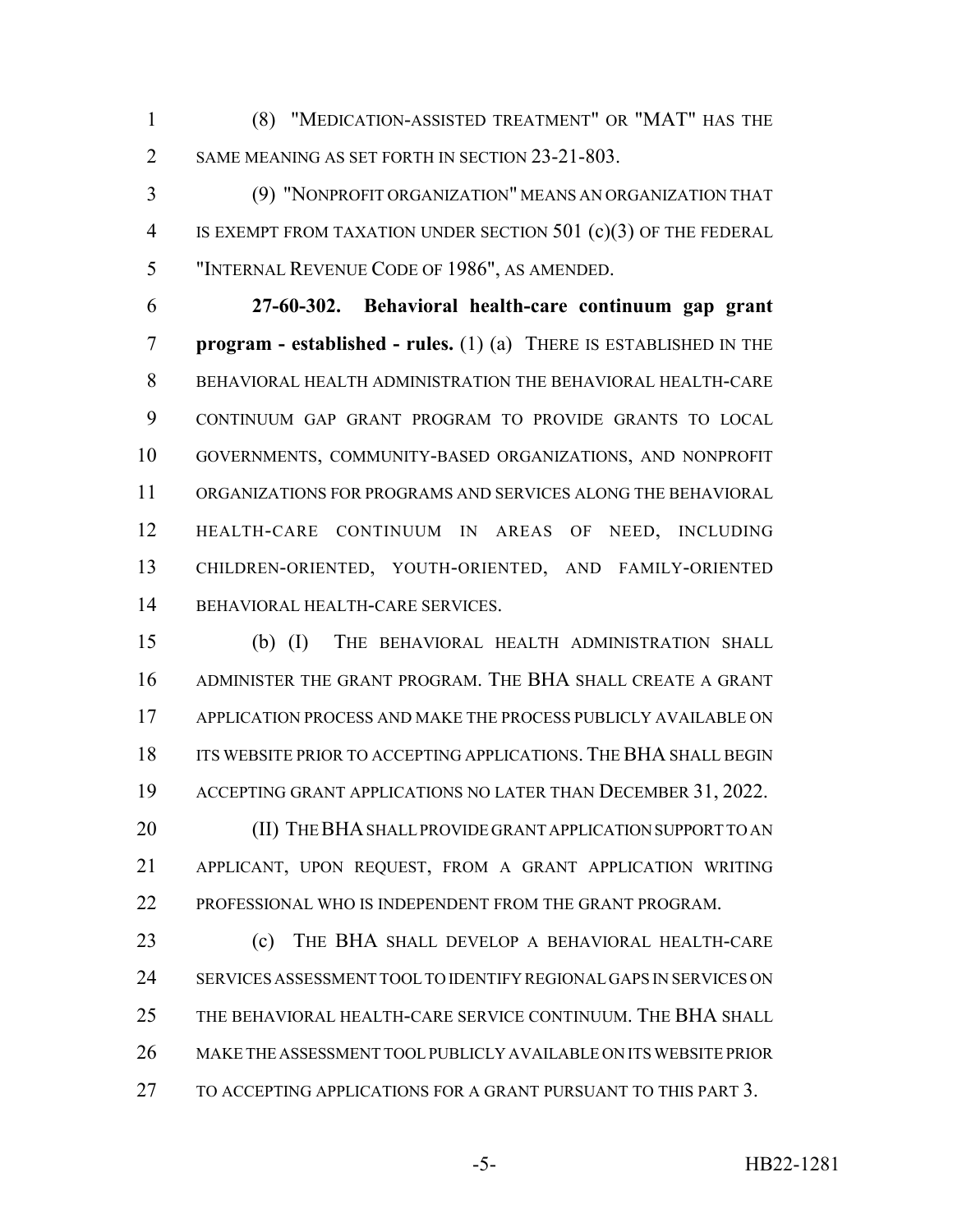(8) "MEDICATION-ASSISTED TREATMENT" OR "MAT" HAS THE SAME MEANING AS SET FORTH IN SECTION 23-21-803.

(9) "NONPROFIT ORGANIZATION" MEANS AN ORGANIZATION THAT IS EXEMPT FROM TAXATION UNDER SECTION 501 (c)(3) OF THE FEDERAL "INTERNAL REVENUE CODE OF 1986", AS AMENDED.

**27-60-302. Behavioral health-care continuum gap grant program - established - rules.** (1) (a) THERE IS ESTABLISHED IN THE BEHAVIORAL HEALTH ADMINISTRATION THE BEHAVIORAL HEALTH-CARE CONTINUUM GAP GRANT PROGRAM TO PROVIDE GRANTS TO LOCAL GOVERNMENTS, COMMUNITY-BASED ORGANIZATIONS, AND NONPROFIT ORGANIZATIONS FOR PROGRAMS AND SERVICES ALONG THE BEHAVIORAL HEALTH-CARE CONTINUUM IN AREAS OF NEED, INCLUDING CHILDREN-ORIENTED, YOUTH-ORIENTED, AND FAMILY-ORIENTED BEHAVIORAL HEALTH-CARE SERVICES.

(b) (I) THE BEHAVIORAL HEALTH ADMINISTRATION SHALL ADMINISTER THE GRANT PROGRAM. THE BHA SHALL CREATE A GRANT APPLICATION PROCESS AND MAKE THE PROCESS PUBLICLY AVAILABLE ON ITS WEBSITE PRIOR TO ACCEPTING APPLICATIONS. THE BHA SHALL BEGIN ACCEPTING GRANT APPLICATIONS NO LATER THAN DECEMBER 31, 2022.

(II) THE BHA SHALL PROVIDE GRANT APPLICATION SUPPORT TO AN APPLICANT, UPON REQUEST, FROM A GRANT APPLICATION WRITING PROFESSIONAL WHO IS INDEPENDENT FROM THE GRANT PROGRAM.

(c) THE BHA SHALL DEVELOP A BEHAVIORAL HEALTH-CARE SERVICES ASSESSMENT TOOL TO IDENTIFY REGIONAL GAPS IN SERVICES ON THE BEHAVIORAL HEALTH-CARE SERVICE CONTINUUM. THE BHA SHALL MAKE THE ASSESSMENT TOOL PUBLICLY AVAILABLE ON ITS WEBSITE PRIOR TO ACCEPTING APPLICATIONS FOR A GRANT PURSUANT TO THIS PART 3.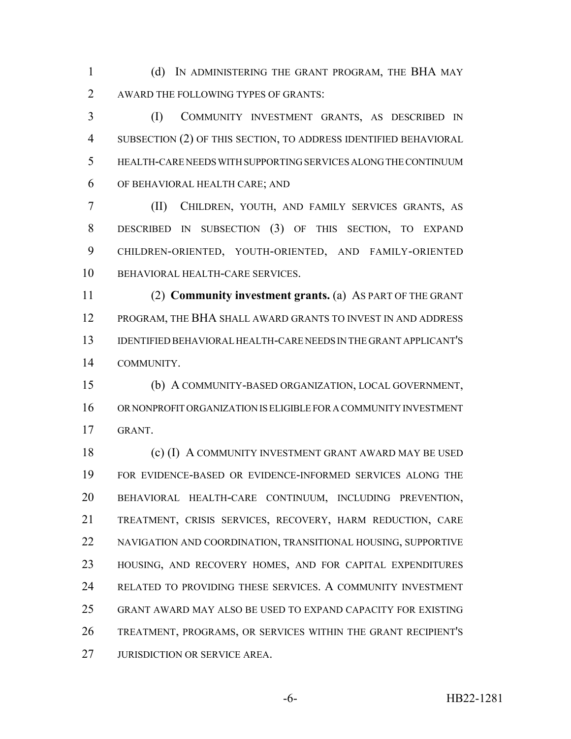(d) IN ADMINISTERING THE GRANT PROGRAM, THE BHA MAY AWARD THE FOLLOWING TYPES OF GRANTS:

(I) COMMUNITY INVESTMENT GRANTS, AS DESCRIBED IN SUBSECTION (2) OF THIS SECTION, TO ADDRESS IDENTIFIED BEHAVIORAL HEALTH-CARE NEEDS WITH SUPPORTING SERVICES ALONG THE CONTINUUM OF BEHAVIORAL HEALTH CARE; AND

(II) CHILDREN, YOUTH, AND FAMILY SERVICES GRANTS, AS DESCRIBED IN SUBSECTION (3) OF THIS SECTION, TO EXPAND CHILDREN-ORIENTED, YOUTH-ORIENTED, AND FAMILY-ORIENTED BEHAVIORAL HEALTH-CARE SERVICES.

(2) **Community investment grants.** (a) AS PART OF THE GRANT PROGRAM, THE BHA SHALL AWARD GRANTS TO INVEST IN AND ADDRESS IDENTIFIED BEHAVIORAL HEALTH-CARE NEEDS IN THE GRANT APPLICANT'S COMMUNITY.

(b) A COMMUNITY-BASED ORGANIZATION, LOCAL GOVERNMENT, OR NONPROFIT ORGANIZATION IS ELIGIBLE FOR A COMMUNITY INVESTMENT GRANT.

(c) (I) A COMMUNITY INVESTMENT GRANT AWARD MAY BE USED FOR EVIDENCE-BASED OR EVIDENCE-INFORMED SERVICES ALONG THE BEHAVIORAL HEALTH-CARE CONTINUUM, INCLUDING PREVENTION, TREATMENT, CRISIS SERVICES, RECOVERY, HARM REDUCTION, CARE NAVIGATION AND COORDINATION, TRANSITIONAL HOUSING, SUPPORTIVE HOUSING, AND RECOVERY HOMES, AND FOR CAPITAL EXPENDITURES RELATED TO PROVIDING THESE SERVICES. A COMMUNITY INVESTMENT GRANT AWARD MAY ALSO BE USED TO EXPAND CAPACITY FOR EXISTING TREATMENT, PROGRAMS, OR SERVICES WITHIN THE GRANT RECIPIENT'S JURISDICTION OR SERVICE AREA.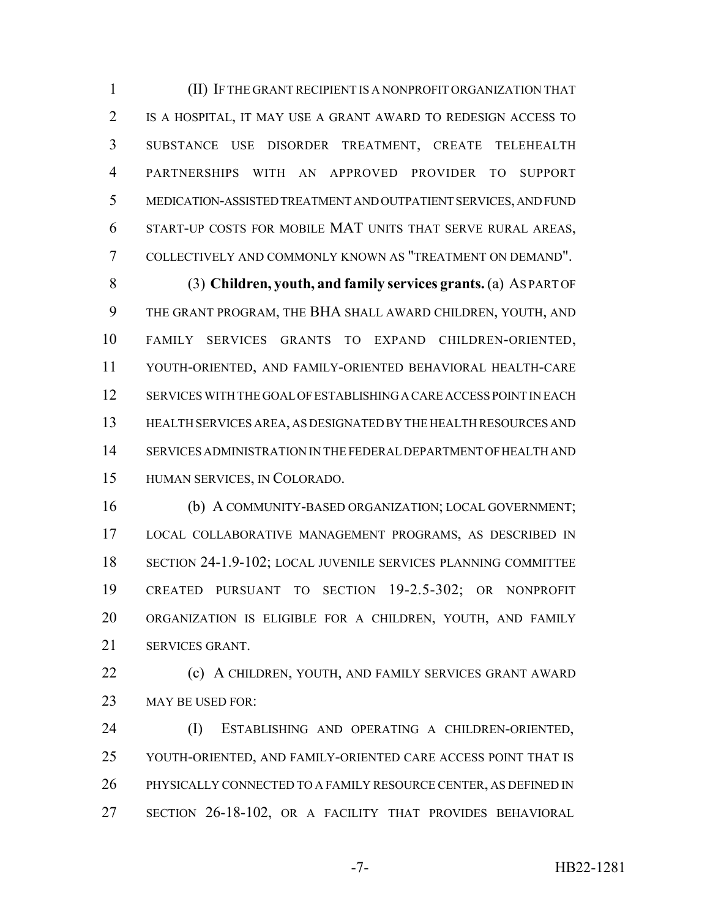(II) IF THE GRANT RECIPIENT IS A NONPROFIT ORGANIZATION THAT IS A HOSPITAL, IT MAY USE A GRANT AWARD TO REDESIGN ACCESS TO SUBSTANCE USE DISORDER TREATMENT, CREATE TELEHEALTH PARTNERSHIPS WITH AN APPROVED PROVIDER TO SUPPORT MEDICATION-ASSISTED TREATMENT AND OUTPATIENT SERVICES, AND FUND START-UP COSTS FOR MOBILE MAT UNITS THAT SERVE RURAL AREAS, COLLECTIVELY AND COMMONLY KNOWN AS "TREATMENT ON DEMAND".

(3) **Children, youth, and family services grants.** (a) AS PART OF THE GRANT PROGRAM, THE BHA SHALL AWARD CHILDREN, YOUTH, AND FAMILY SERVICES GRANTS TO EXPAND CHILDREN-ORIENTED, YOUTH-ORIENTED, AND FAMILY-ORIENTED BEHAVIORAL HEALTH-CARE SERVICES WITH THE GOAL OF ESTABLISHING A CARE ACCESS POINT IN EACH HEALTH SERVICES AREA, AS DESIGNATED BY THE HEALTH RESOURCES AND SERVICES ADMINISTRATION IN THE FEDERAL DEPARTMENT OF HEALTH AND HUMAN SERVICES, IN COLORADO.

(b) A COMMUNITY-BASED ORGANIZATION; LOCAL GOVERNMENT; LOCAL COLLABORATIVE MANAGEMENT PROGRAMS, AS DESCRIBED IN SECTION 24-1.9-102; LOCAL JUVENILE SERVICES PLANNING COMMITTEE CREATED PURSUANT TO SECTION 19-2.5-302; OR NONPROFIT ORGANIZATION IS ELIGIBLE FOR A CHILDREN, YOUTH, AND FAMILY SERVICES GRANT.

(c) A CHILDREN, YOUTH, AND FAMILY SERVICES GRANT AWARD MAY BE USED FOR:

(I) ESTABLISHING AND OPERATING A CHILDREN-ORIENTED, YOUTH-ORIENTED, AND FAMILY-ORIENTED CARE ACCESS POINT THAT IS PHYSICALLY CONNECTED TO A FAMILY RESOURCE CENTER, AS DEFINED IN SECTION 26-18-102, OR A FACILITY THAT PROVIDES BEHAVIORAL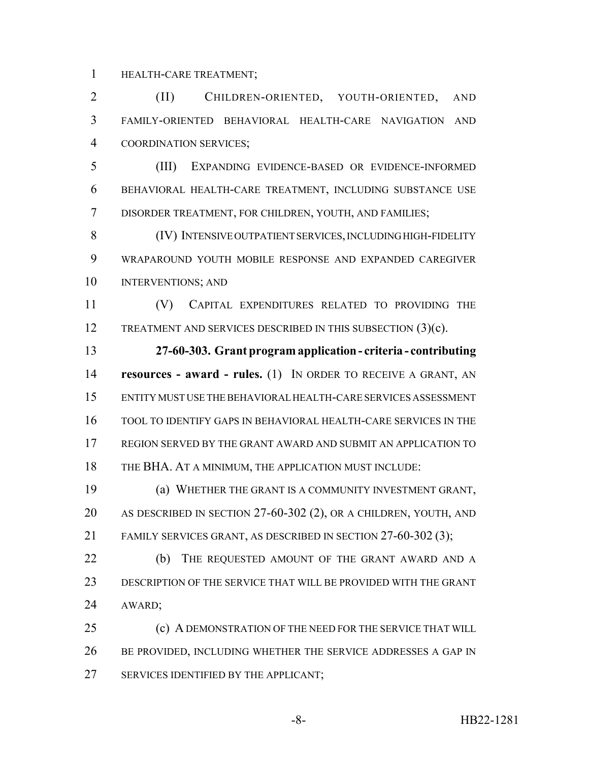HEALTH-CARE TREATMENT;

(II) CHILDREN-ORIENTED, YOUTH-ORIENTED, AND FAMILY-ORIENTED BEHAVIORAL HEALTH-CARE NAVIGATION AND COORDINATION SERVICES;

(III) EXPANDING EVIDENCE-BASED OR EVIDENCE-INFORMED BEHAVIORAL HEALTH-CARE TREATMENT, INCLUDING SUBSTANCE USE DISORDER TREATMENT, FOR CHILDREN, YOUTH, AND FAMILIES;

(IV) INTENSIVE OUTPATIENT SERVICES, INCLUDING HIGH-FIDELITY WRAPAROUND YOUTH MOBILE RESPONSE AND EXPANDED CAREGIVER INTERVENTIONS; AND

(V) CAPITAL EXPENDITURES RELATED TO PROVIDING THE TREATMENT AND SERVICES DESCRIBED IN THIS SUBSECTION (3)(c).

**27-60-303. Grant program application - criteria - contributing resources - award - rules.** (1) IN ORDER TO RECEIVE A GRANT, AN ENTITY MUST USE THE BEHAVIORAL HEALTH-CARE SERVICES ASSESSMENT TOOL TO IDENTIFY GAPS IN BEHAVIORAL HEALTH-CARE SERVICES IN THE REGION SERVED BY THE GRANT AWARD AND SUBMIT AN APPLICATION TO THE BHA. AT A MINIMUM, THE APPLICATION MUST INCLUDE:

(a) WHETHER THE GRANT IS A COMMUNITY INVESTMENT GRANT, AS DESCRIBED IN SECTION 27-60-302 (2), OR A CHILDREN, YOUTH, AND FAMILY SERVICES GRANT, AS DESCRIBED IN SECTION 27-60-302 (3);

(b) THE REQUESTED AMOUNT OF THE GRANT AWARD AND A DESCRIPTION OF THE SERVICE THAT WILL BE PROVIDED WITH THE GRANT AWARD;

(c) A DEMONSTRATION OF THE NEED FOR THE SERVICE THAT WILL BE PROVIDED, INCLUDING WHETHER THE SERVICE ADDRESSES A GAP IN SERVICES IDENTIFIED BY THE APPLICANT;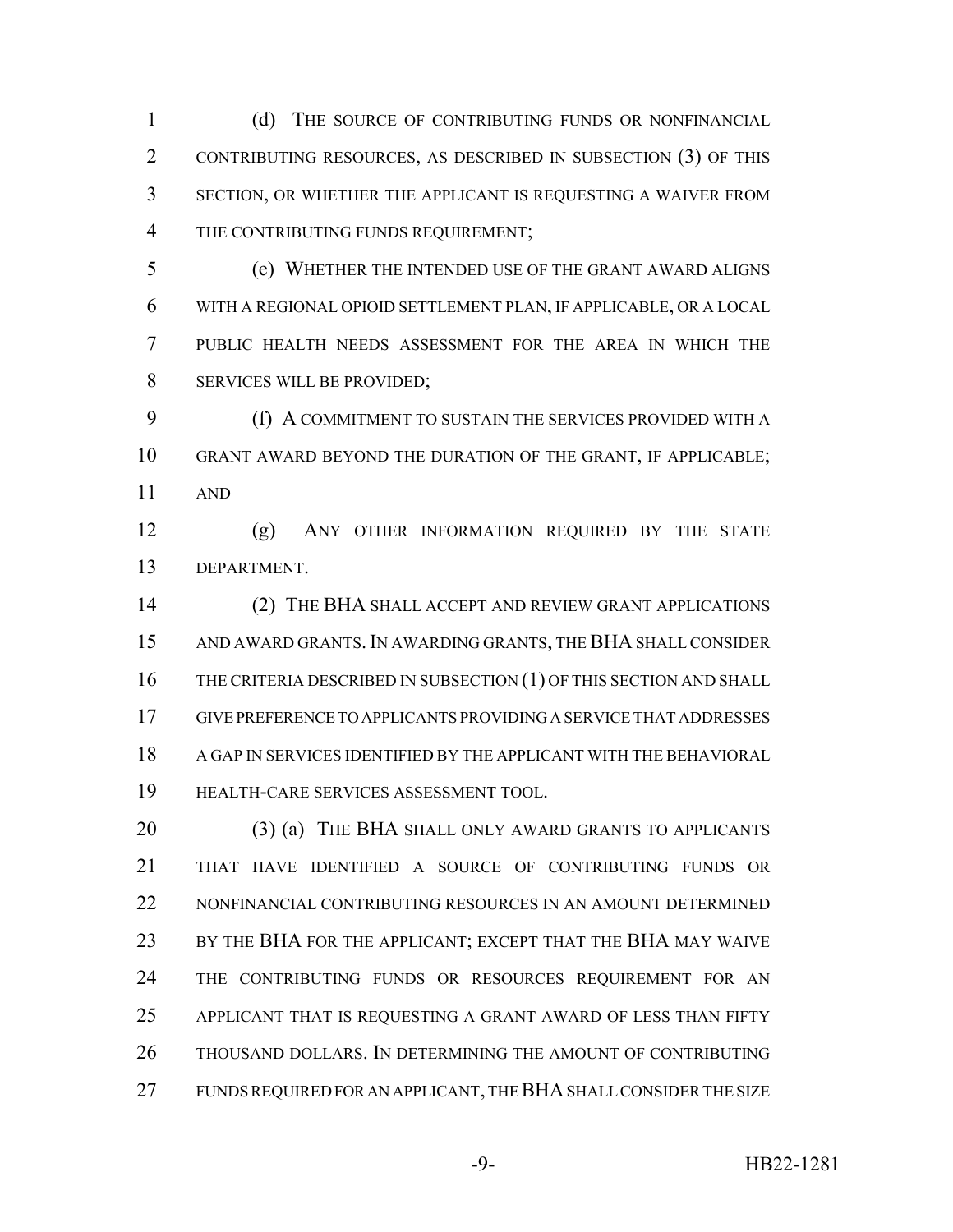(d) THE SOURCE OF CONTRIBUTING FUNDS OR NONFINANCIAL CONTRIBUTING RESOURCES, AS DESCRIBED IN SUBSECTION (3) OF THIS SECTION, OR WHETHER THE APPLICANT IS REQUESTING A WAIVER FROM THE CONTRIBUTING FUNDS REQUIREMENT;

(e) WHETHER THE INTENDED USE OF THE GRANT AWARD ALIGNS WITH A REGIONAL OPIOID SETTLEMENT PLAN, IF APPLICABLE, OR A LOCAL PUBLIC HEALTH NEEDS ASSESSMENT FOR THE AREA IN WHICH THE SERVICES WILL BE PROVIDED;

(f) A COMMITMENT TO SUSTAIN THE SERVICES PROVIDED WITH A GRANT AWARD BEYOND THE DURATION OF THE GRANT, IF APPLICABLE; AND

(g) ANY OTHER INFORMATION REQUIRED BY THE STATE DEPARTMENT.

(2) THE BHA SHALL ACCEPT AND REVIEW GRANT APPLICATIONS AND AWARD GRANTS. IN AWARDING GRANTS, THE BHA SHALL CONSIDER THE CRITERIA DESCRIBED IN SUBSECTION (1) OF THIS SECTION AND SHALL GIVE PREFERENCE TO APPLICANTS PROVIDING A SERVICE THAT ADDRESSES A GAP IN SERVICES IDENTIFIED BY THE APPLICANT WITH THE BEHAVIORAL HEALTH-CARE SERVICES ASSESSMENT TOOL.

(3) (a) THE BHA SHALL ONLY AWARD GRANTS TO APPLICANTS THAT HAVE IDENTIFIED A SOURCE OF CONTRIBUTING FUNDS OR NONFINANCIAL CONTRIBUTING RESOURCES IN AN AMOUNT DETERMINED BY THE BHA FOR THE APPLICANT; EXCEPT THAT THE BHA MAY WAIVE THE CONTRIBUTING FUNDS OR RESOURCES REQUIREMENT FOR AN APPLICANT THAT IS REQUESTING A GRANT AWARD OF LESS THAN FIFTY THOUSAND DOLLARS. IN DETERMINING THE AMOUNT OF CONTRIBUTING FUNDS REQUIRED FOR AN APPLICANT, THE BHA SHALL CONSIDER THE SIZE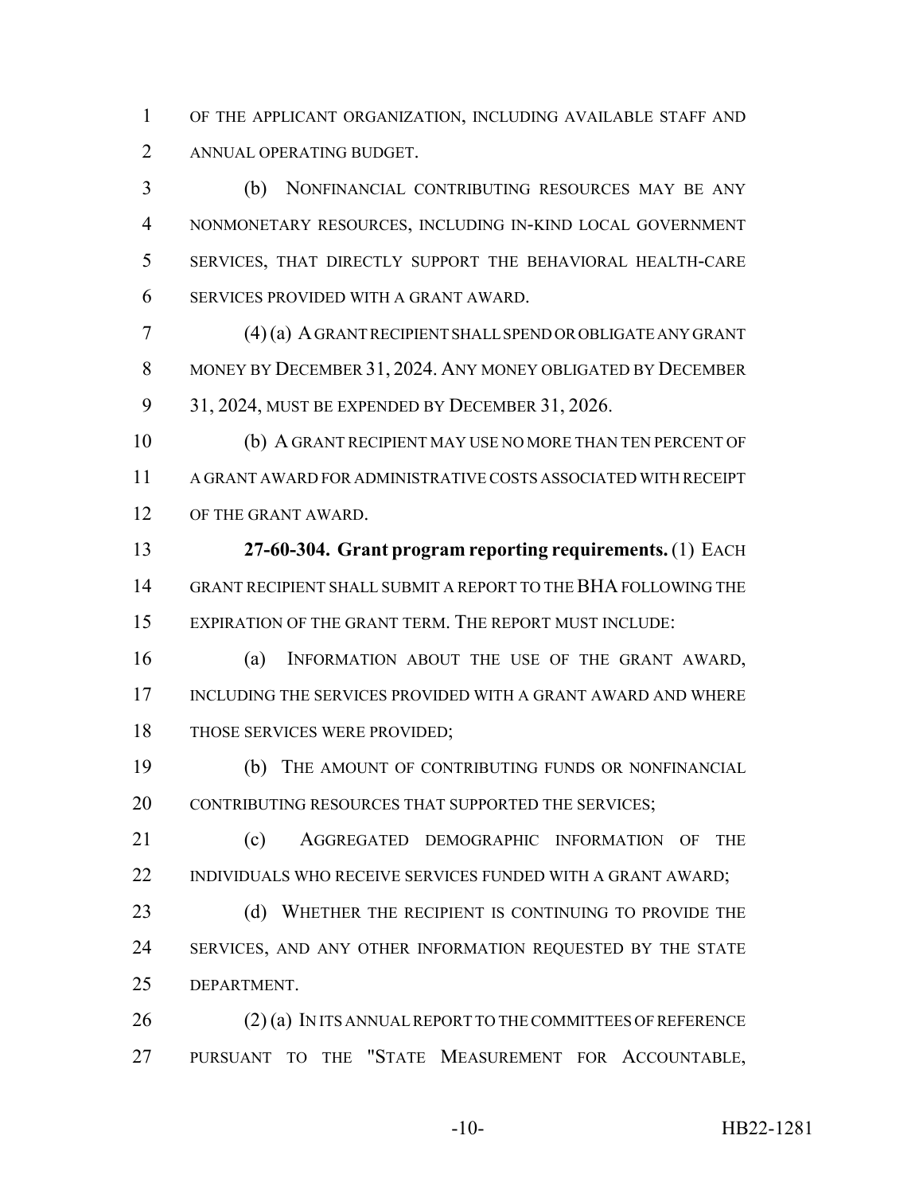OF THE APPLICANT ORGANIZATION, INCLUDING AVAILABLE STAFF AND ANNUAL OPERATING BUDGET.

(b) NONFINANCIAL CONTRIBUTING RESOURCES MAY BE ANY NONMONETARY RESOURCES, INCLUDING IN-KIND LOCAL GOVERNMENT SERVICES, THAT DIRECTLY SUPPORT THE BEHAVIORAL HEALTH-CARE SERVICES PROVIDED WITH A GRANT AWARD.

(4) (a) A GRANT RECIPIENT SHALL SPEND OR OBLIGATE ANY GRANT MONEY BY DECEMBER 31, 2024. ANY MONEY OBLIGATED BY DECEMBER 31, 2024, MUST BE EXPENDED BY DECEMBER 31, 2026.

(b) A GRANT RECIPIENT MAY USE NO MORE THAN TEN PERCENT OF A GRANT AWARD FOR ADMINISTRATIVE COSTS ASSOCIATED WITH RECEIPT OF THE GRANT AWARD.

**27-60-304. Grant program reporting requirements.** (1) EACH GRANT RECIPIENT SHALL SUBMIT A REPORT TO THE BHA FOLLOWING THE EXPIRATION OF THE GRANT TERM. THE REPORT MUST INCLUDE:

(a) INFORMATION ABOUT THE USE OF THE GRANT AWARD, INCLUDING THE SERVICES PROVIDED WITH A GRANT AWARD AND WHERE THOSE SERVICES WERE PROVIDED;

(b) THE AMOUNT OF CONTRIBUTING FUNDS OR NONFINANCIAL CONTRIBUTING RESOURCES THAT SUPPORTED THE SERVICES;

(c) AGGREGATED DEMOGRAPHIC INFORMATION OF THE INDIVIDUALS WHO RECEIVE SERVICES FUNDED WITH A GRANT AWARD;

(d) WHETHER THE RECIPIENT IS CONTINUING TO PROVIDE THE SERVICES, AND ANY OTHER INFORMATION REQUESTED BY THE STATE DEPARTMENT.

(2) (a) IN ITS ANNUAL REPORT TO THE COMMITTEES OF REFERENCE PURSUANT TO THE "STATE MEASUREMENT FOR ACCOUNTABLE,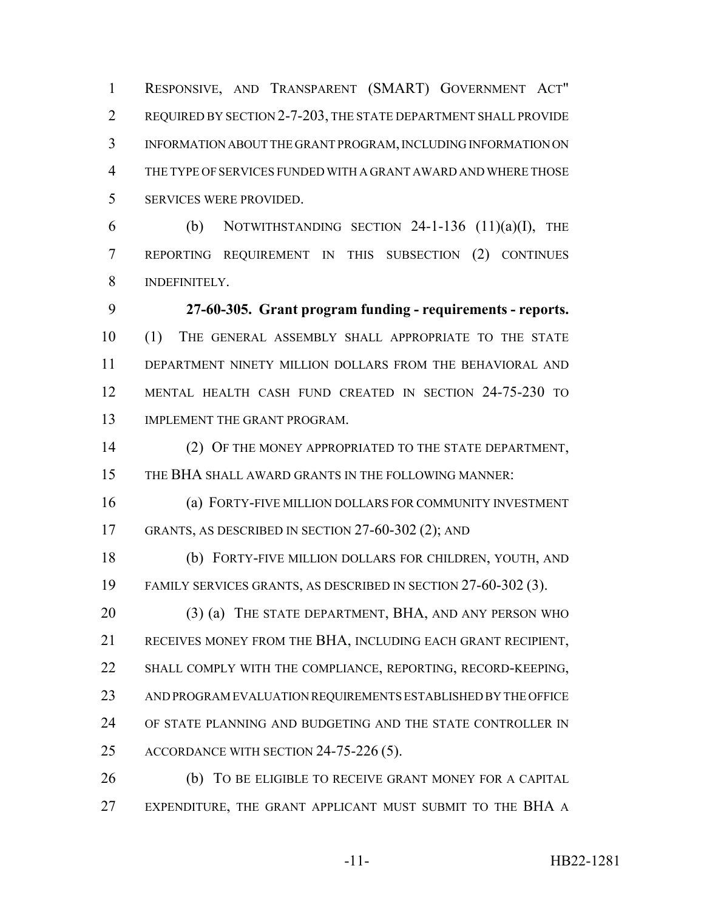RESPONSIVE, AND TRANSPARENT (SMART) GOVERNMENT ACT" REQUIRED BY SECTION 2-7-203, THE STATE DEPARTMENT SHALL PROVIDE INFORMATION ABOUT THE GRANT PROGRAM, INCLUDING INFORMATION ON THE TYPE OF SERVICES FUNDED WITH A GRANT AWARD AND WHERE THOSE SERVICES WERE PROVIDED.

(b) NOTWITHSTANDING SECTION 24-1-136 (11)(a)(I), THE REPORTING REQUIREMENT IN THIS SUBSECTION (2) CONTINUES INDEFINITELY.

**27-60-305. Grant program funding - requirements - reports.** (1) THE GENERAL ASSEMBLY SHALL APPROPRIATE TO THE STATE DEPARTMENT NINETY MILLION DOLLARS FROM THE BEHAVIORAL AND MENTAL HEALTH CASH FUND CREATED IN SECTION 24-75-230 TO IMPLEMENT THE GRANT PROGRAM.

(2) OF THE MONEY APPROPRIATED TO THE STATE DEPARTMENT, THE BHA SHALL AWARD GRANTS IN THE FOLLOWING MANNER:

(a) FORTY-FIVE MILLION DOLLARS FOR COMMUNITY INVESTMENT GRANTS, AS DESCRIBED IN SECTION 27-60-302 (2); AND

(b) FORTY-FIVE MILLION DOLLARS FOR CHILDREN, YOUTH, AND FAMILY SERVICES GRANTS, AS DESCRIBED IN SECTION 27-60-302 (3).

(3) (a) THE STATE DEPARTMENT, BHA, AND ANY PERSON WHO RECEIVES MONEY FROM THE BHA, INCLUDING EACH GRANT RECIPIENT, SHALL COMPLY WITH THE COMPLIANCE, REPORTING, RECORD-KEEPING, AND PROGRAM EVALUATION REQUIREMENTS ESTABLISHED BY THE OFFICE OF STATE PLANNING AND BUDGETING AND THE STATE CONTROLLER IN ACCORDANCE WITH SECTION 24-75-226 (5).

(b) TO BE ELIGIBLE TO RECEIVE GRANT MONEY FOR A CAPITAL EXPENDITURE, THE GRANT APPLICANT MUST SUBMIT TO THE BHA A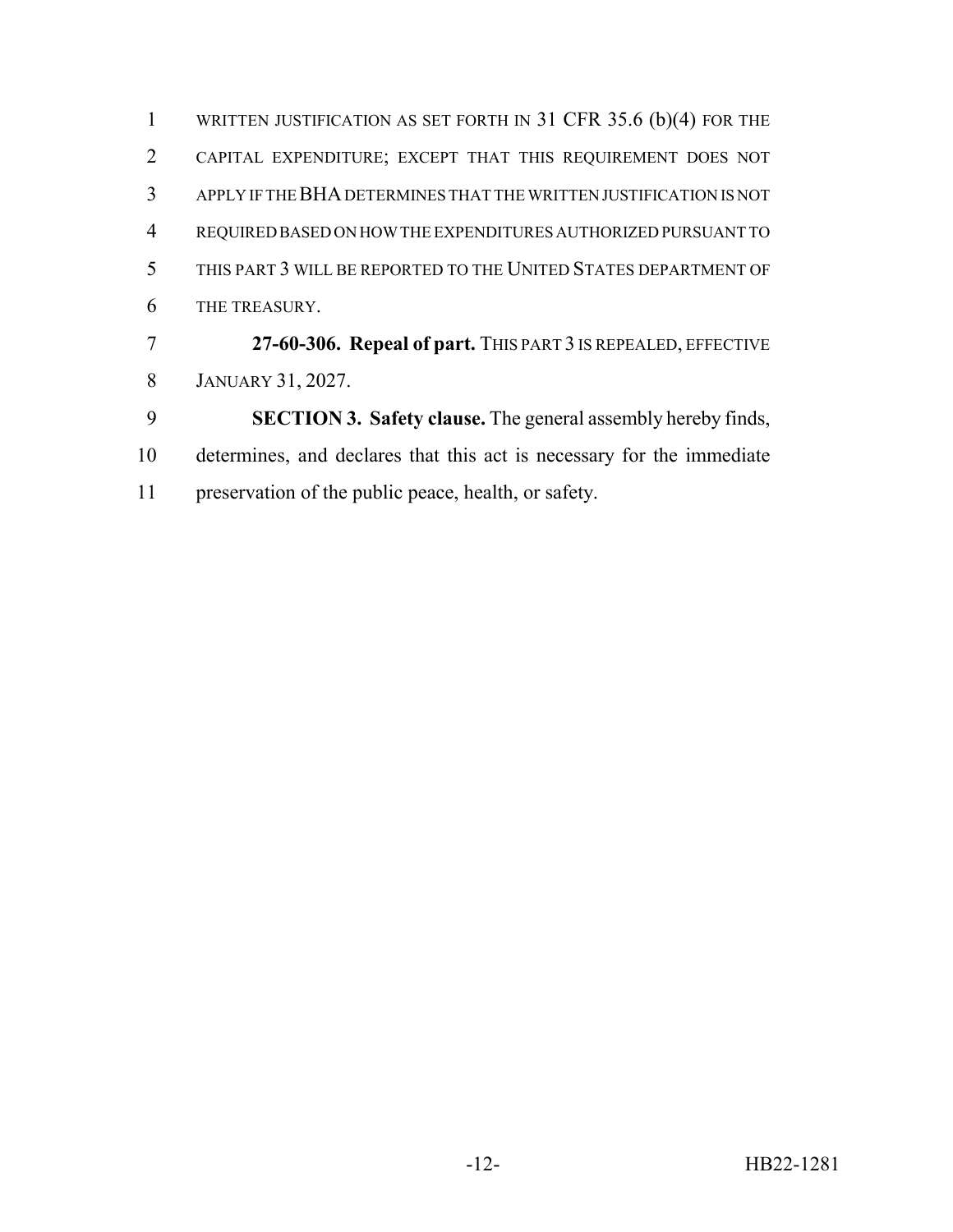1 WRITTEN JUSTIFICATION AS SET FORTH IN 31 CFR 35.6 (b)(4) FOR THE
2 CAPITAL EXPENDITURE; EXCEPT THAT THIS REQUIREMENT DOES NOT
3 APPLY IF THE BHA DETERMINES THAT THE WRITTEN JUSTIFICATION IS NOT
4 REQUIRED BASED ON HOW THE EXPENDITURES AUTHORIZED PURSUANT TO
5 THIS PART 3 WILL BE REPORTED TO THE UNITED STATES DEPARTMENT OF
6 THE TREASURY.

7 **27-60-306. Repeal of part.** THIS PART 3 IS REPEALED, EFFECTIVE
8 JANUARY 31, 2027.

9 **SECTION 3. Safety clause.** The general assembly hereby finds,
10 determines, and declares that this act is necessary for the immediate
11 preservation of the public peace, health, or safety.